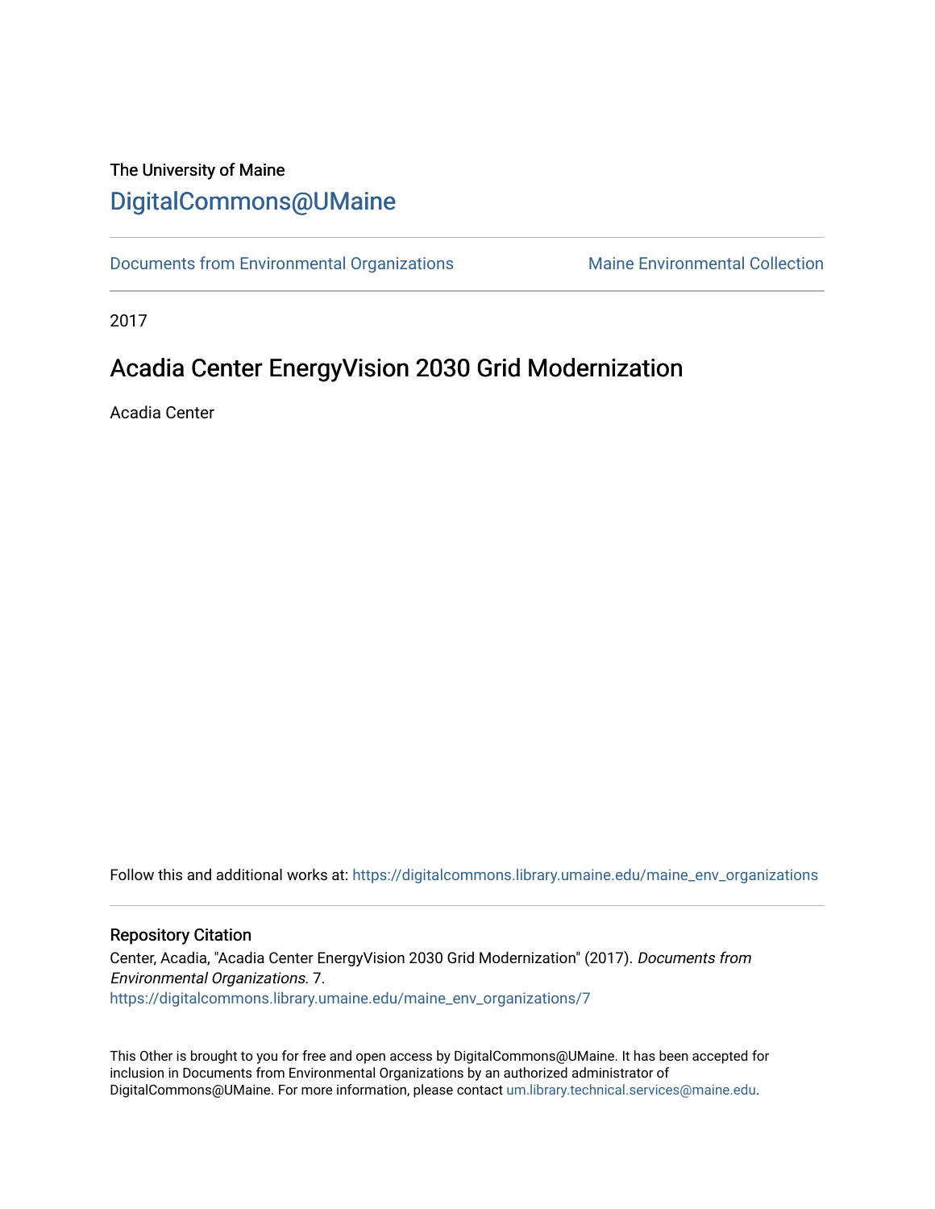The University of Maine

# DigitalCommons@UMaine

Documents from Environmental Organizations | Maine Environmental Collection

2017

## Acadia Center EnergyVision 2030 Grid Modernization

Acadia Center

Follow this and additional works at: https://digitalcommons.library.umaine.edu/maine_env_organizations

### Repository Citation

Center, Acadia, "Acadia Center EnergyVision 2030 Grid Modernization" (2017). *Documents from Environmental Organizations*. 7.
https://digitalcommons.library.umaine.edu/maine_env_organizations/7

This Other is brought to you for free and open access by DigitalCommons@UMaine. It has been accepted for inclusion in Documents from Environmental Organizations by an authorized administrator of DigitalCommons@UMaine. For more information, please contact um.library.technical.services@maine.edu.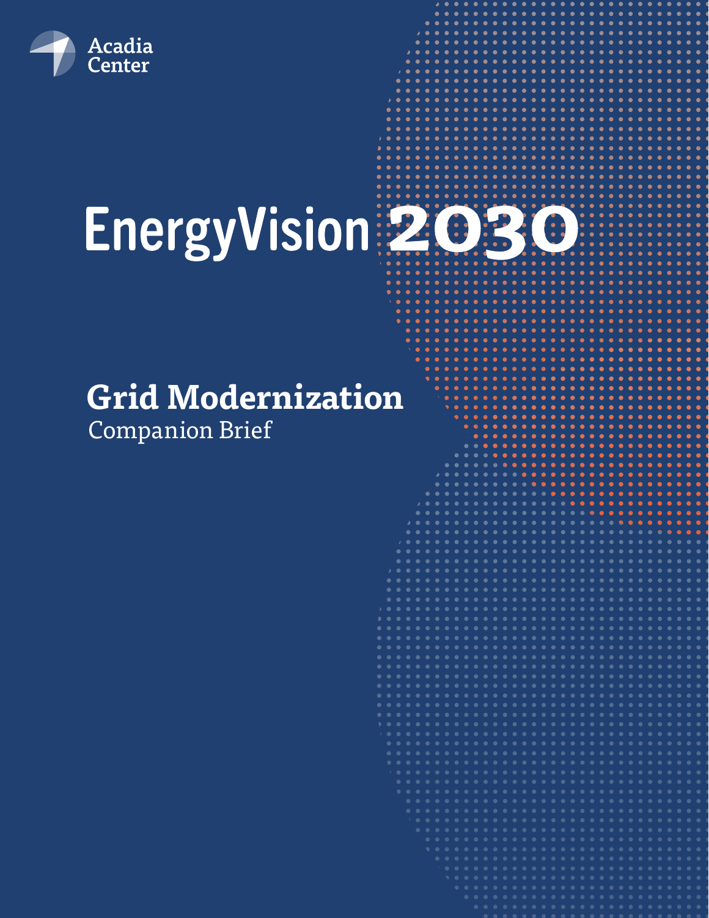Acadia Center

# EnergyVision 2030

## Grid Modernization

Companion Brief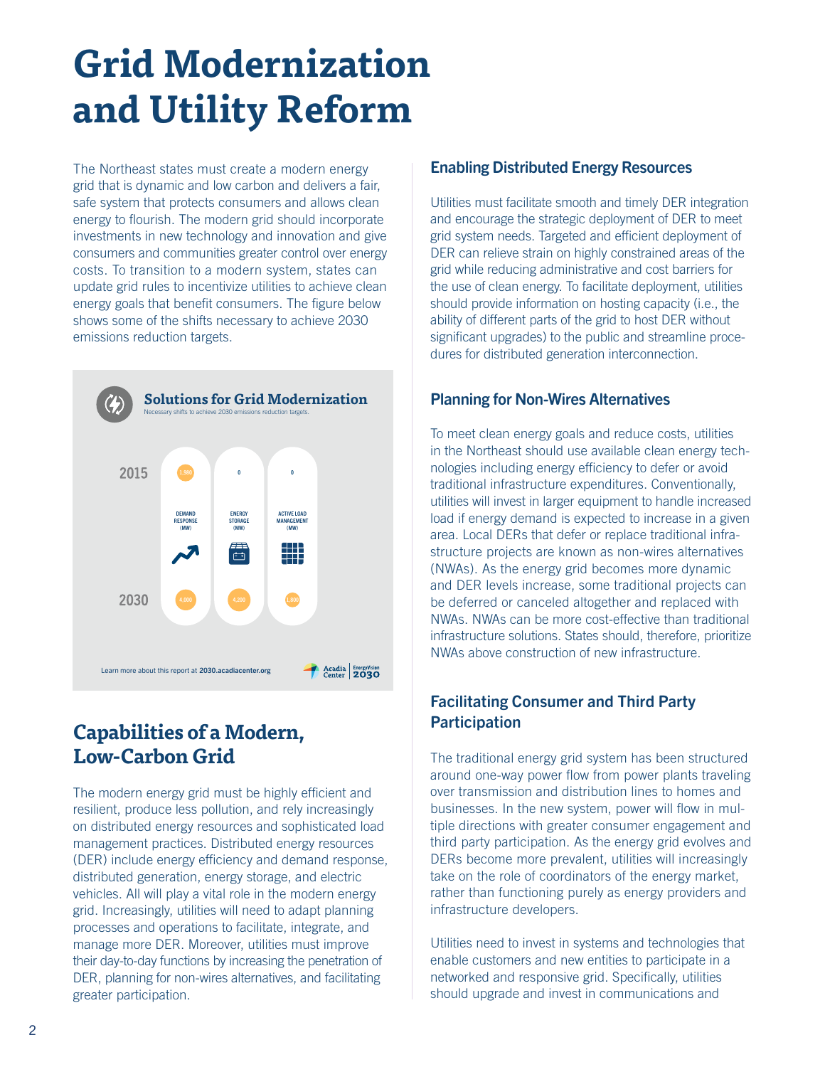# Grid Modernization and Utility Reform

The Northeast states must create a modern energy grid that is dynamic and low carbon and delivers a fair, safe system that protects consumers and allows clean energy to flourish. The modern grid should incorporate investments in new technology and innovation and give consumers and communities greater control over energy costs. To transition to a modern system, states can update grid rules to incentivize utilities to achieve clean energy goals that benefit consumers. The figure below shows some of the shifts necessary to achieve 2030 emissions reduction targets.

**Solutions for Grid Modernization**

Necessary shifts to achieve 2030 emissions reduction targets.

| | DEMAND RESPONSE (MW) | ENERGY STORAGE (MW) | ACTIVE LOAD MANAGEMENT (MW) |
|---|---|---|---|
| 2015 | 1,980 | 0 | 0 |
| 2030 | 4,000 | 4,200 | 1,800 |

Learn more about this report at **2030.acadiacenter.org**

## Capabilities of a Modern, Low-Carbon Grid

The modern energy grid must be highly efficient and resilient, produce less pollution, and rely increasingly on distributed energy resources and sophisticated load management practices. Distributed energy resources (DER) include energy efficiency and demand response, distributed generation, energy storage, and electric vehicles. All will play a vital role in the modern energy grid. Increasingly, utilities will need to adapt planning processes and operations to facilitate, integrate, and manage more DER. Moreover, utilities must improve their day-to-day functions by increasing the penetration of DER, planning for non-wires alternatives, and facilitating greater participation.

### Enabling Distributed Energy Resources

Utilities must facilitate smooth and timely DER integration and encourage the strategic deployment of DER to meet grid system needs. Targeted and efficient deployment of DER can relieve strain on highly constrained areas of the grid while reducing administrative and cost barriers for the use of clean energy. To facilitate deployment, utilities should provide information on hosting capacity (i.e., the ability of different parts of the grid to host DER without significant upgrades) to the public and streamline procedures for distributed generation interconnection.

### Planning for Non-Wires Alternatives

To meet clean energy goals and reduce costs, utilities in the Northeast should use available clean energy technologies including energy efficiency to defer or avoid traditional infrastructure expenditures. Conventionally, utilities will invest in larger equipment to handle increased load if energy demand is expected to increase in a given area. Local DERs that defer or replace traditional infrastructure projects are known as non-wires alternatives (NWAs). As the energy grid becomes more dynamic and DER levels increase, some traditional projects can be deferred or canceled altogether and replaced with NWAs. NWAs can be more cost-effective than traditional infrastructure solutions. States should, therefore, prioritize NWAs above construction of new infrastructure.

### Facilitating Consumer and Third Party Participation

The traditional energy grid system has been structured around one-way power flow from power plants traveling over transmission and distribution lines to homes and businesses. In the new system, power will flow in multiple directions with greater consumer engagement and third party participation. As the energy grid evolves and DERs become more prevalent, utilities will increasingly take on the role of coordinators of the energy market, rather than functioning purely as energy providers and infrastructure developers.

Utilities need to invest in systems and technologies that enable customers and new entities to participate in a networked and responsive grid. Specifically, utilities should upgrade and invest in communications and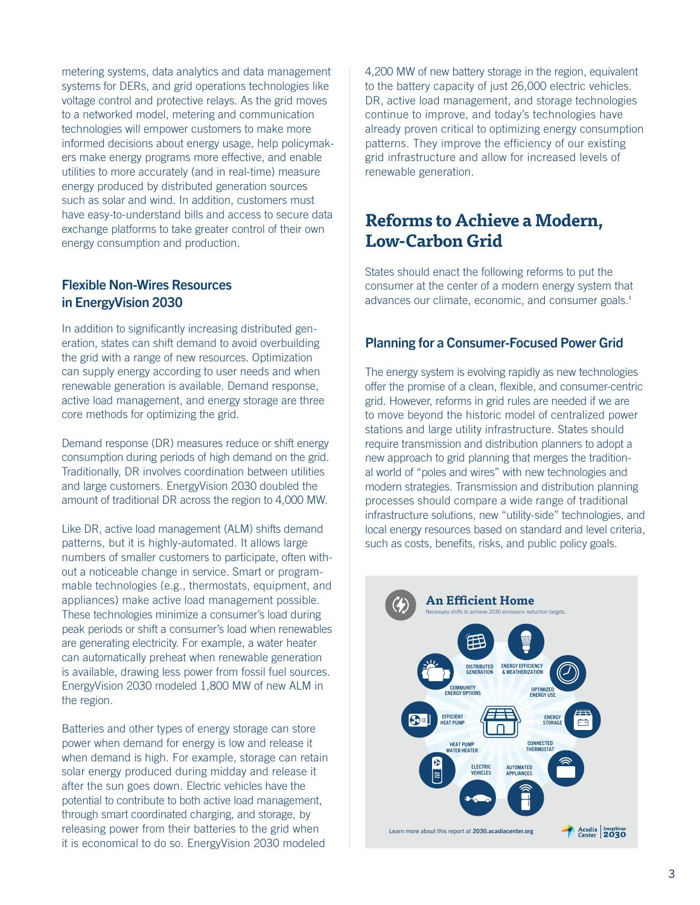metering systems, data analytics and data management systems for DERs, and grid operations technologies like voltage control and protective relays. As the grid moves to a networked model, metering and communication technologies will empower customers to make more informed decisions about energy usage, help policymakers make energy programs more effective, and enable utilities to more accurately (and in real-time) measure energy produced by distributed generation sources such as solar and wind. In addition, customers must have easy-to-understand bills and access to secure data exchange platforms to take greater control of their own energy consumption and production.

### Flexible Non-Wires Resources in EnergyVision 2030

In addition to significantly increasing distributed generation, states can shift demand to avoid overbuilding the grid with a range of new resources. Optimization can supply energy according to user needs and when renewable generation is available. Demand response, active load management, and energy storage are three core methods for optimizing the grid.

Demand response (DR) measures reduce or shift energy consumption during periods of high demand on the grid. Traditionally, DR involves coordination between utilities and large customers. EnergyVision 2030 doubled the amount of traditional DR across the region to 4,000 MW.

Like DR, active load management (ALM) shifts demand patterns, but it is highly-automated. It allows large numbers of smaller customers to participate, often without a noticeable change in service. Smart or programmable technologies (e.g., thermostats, equipment, and appliances) make active load management possible. These technologies minimize a consumer's load during peak periods or shift a consumer's load when renewables are generating electricity. For example, a water heater can automatically preheat when renewable generation is available, drawing less power from fossil fuel sources. EnergyVision 2030 modeled 1,800 MW of new ALM in the region.

Batteries and other types of energy storage can store power when demand for energy is low and release it when demand is high. For example, storage can retain solar energy produced during midday and release it after the sun goes down. Electric vehicles have the potential to contribute to both active load management, through smart coordinated charging, and storage, by releasing power from their batteries to the grid when it is economical to do so. EnergyVision 2030 modeled 4,200 MW of new battery storage in the region, equivalent to the battery capacity of just 26,000 electric vehicles. DR, active load management, and storage technologies continue to improve, and today's technologies have already proven critical to optimizing energy consumption patterns. They improve the efficiency of our existing grid infrastructure and allow for increased levels of renewable generation.

## Reforms to Achieve a Modern, Low-Carbon Grid

States should enact the following reforms to put the consumer at the center of a modern energy system that advances our climate, economic, and consumer goals.[1]

### Planning for a Consumer-Focused Power Grid

The energy system is evolving rapidly as new technologies offer the promise of a clean, flexible, and consumer-centric grid. However, reforms in grid rules are needed if we are to move beyond the historic model of centralized power stations and large utility infrastructure. States should require transmission and distribution planners to adopt a new approach to grid planning that merges the traditional world of "poles and wires" with new technologies and modern strategies. Transmission and distribution planning processes should compare a wide range of traditional infrastructure solutions, new "utility-side" technologies, and local energy resources based on standard and level criteria, such as costs, benefits, risks, and public policy goals.

**An Efficient Home**

Necessary shifts to achieve 2030 emissions reduction targets.

Distributed Generation · Energy Efficiency & Weatherization · Optimized Energy Use · Energy Storage · Connected Thermostat · Automated Appliances · Electric Vehicles · Heat Pump Water Heater · Efficient Heat Pump · Community Energy Options

Learn more about this report at **2030.acadiacenter.org**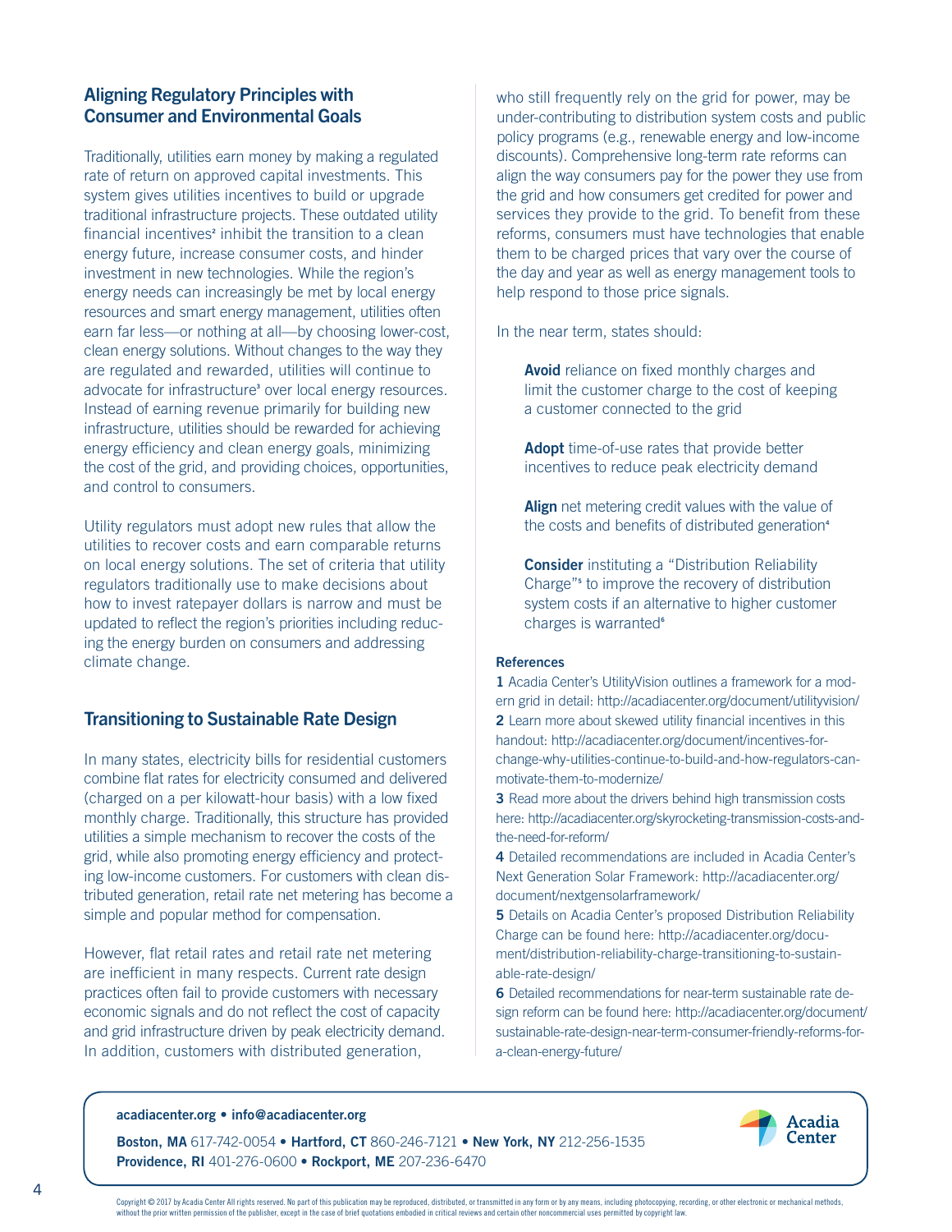## Aligning Regulatory Principles with Consumer and Environmental Goals

Traditionally, utilities earn money by making a regulated rate of return on approved capital investments. This system gives utilities incentives to build or upgrade traditional infrastructure projects. These outdated utility financial incentives[2] inhibit the transition to a clean energy future, increase consumer costs, and hinder investment in new technologies. While the region's energy needs can increasingly be met by local energy resources and smart energy management, utilities often earn far less—or nothing at all—by choosing lower-cost, clean energy solutions. Without changes to the way they are regulated and rewarded, utilities will continue to advocate for infrastructure[3] over local energy resources. Instead of earning revenue primarily for building new infrastructure, utilities should be rewarded for achieving energy efficiency and clean energy goals, minimizing the cost of the grid, and providing choices, opportunities, and control to consumers.

Utility regulators must adopt new rules that allow the utilities to recover costs and earn comparable returns on local energy solutions. The set of criteria that utility regulators traditionally use to make decisions about how to invest ratepayer dollars is narrow and must be updated to reflect the region's priorities including reducing the energy burden on consumers and addressing climate change.

## Transitioning to Sustainable Rate Design

In many states, electricity bills for residential customers combine flat rates for electricity consumed and delivered (charged on a per kilowatt-hour basis) with a low fixed monthly charge. Traditionally, this structure has provided utilities a simple mechanism to recover the costs of the grid, while also promoting energy efficiency and protecting low-income customers. For customers with clean distributed generation, retail rate net metering has become a simple and popular method for compensation.

However, flat retail rates and retail rate net metering are inefficient in many respects. Current rate design practices often fail to provide customers with necessary economic signals and do not reflect the cost of capacity and grid infrastructure driven by peak electricity demand. In addition, customers with distributed generation, who still frequently rely on the grid for power, may be under-contributing to distribution system costs and public policy programs (e.g., renewable energy and low-income discounts). Comprehensive long-term rate reforms can align the way consumers pay for the power they use from the grid and how consumers get credited for power and services they provide to the grid. To benefit from these reforms, consumers must have technologies that enable them to be charged prices that vary over the course of the day and year as well as energy management tools to help respond to those price signals.

In the near term, states should:

**Avoid** reliance on fixed monthly charges and limit the customer charge to the cost of keeping a customer connected to the grid

**Adopt** time-of-use rates that provide better incentives to reduce peak electricity demand

**Align** net metering credit values with the value of the costs and benefits of distributed generation[4]

**Consider** instituting a "Distribution Reliability Charge"[5] to improve the recovery of distribution system costs if an alternative to higher customer charges is warranted[6]

### References

**1** Acadia Center's UtilityVision outlines a framework for a modern grid in detail: http://acadiacenter.org/document/utilityvision/

**2** Learn more about skewed utility financial incentives in this handout: http://acadiacenter.org/document/incentives-for-change-why-utilities-continue-to-build-and-how-regulators-can-motivate-them-to-modernize/

**3** Read more about the drivers behind high transmission costs here: http://acadiacenter.org/skyrocketing-transmission-costs-and-the-need-for-reform/

**4** Detailed recommendations are included in Acadia Center's Next Generation Solar Framework: http://acadiacenter.org/document/nextgensolarframework/

**5** Details on Acadia Center's proposed Distribution Reliability Charge can be found here: http://acadiacenter.org/document/distribution-reliability-charge-transitioning-to-sustainable-rate-design/

**6** Detailed recommendations for near-term sustainable rate design reform can be found here: http://acadiacenter.org/document/sustainable-rate-design-near-term-consumer-friendly-reforms-for-a-clean-energy-future/

**acadiacenter.org • info@acadiacenter.org**

**Boston, MA** 617-742-0054 • **Hartford, CT** 860-246-7121 • **New York, NY** 212-256-1535
**Providence, RI** 401-276-0600 • **Rockport, ME** 207-236-6470

Acadia Center

Copyright © 2017 by Acadia Center All rights reserved. No part of this publication may be reproduced, distributed, or transmitted in any form or by any means, including photocopying, recording, or other electronic or mechanical methods, without the prior written permission of the publisher, except in the case of brief quotations embodied in critical reviews and certain other noncommercial uses permitted by copyright law.